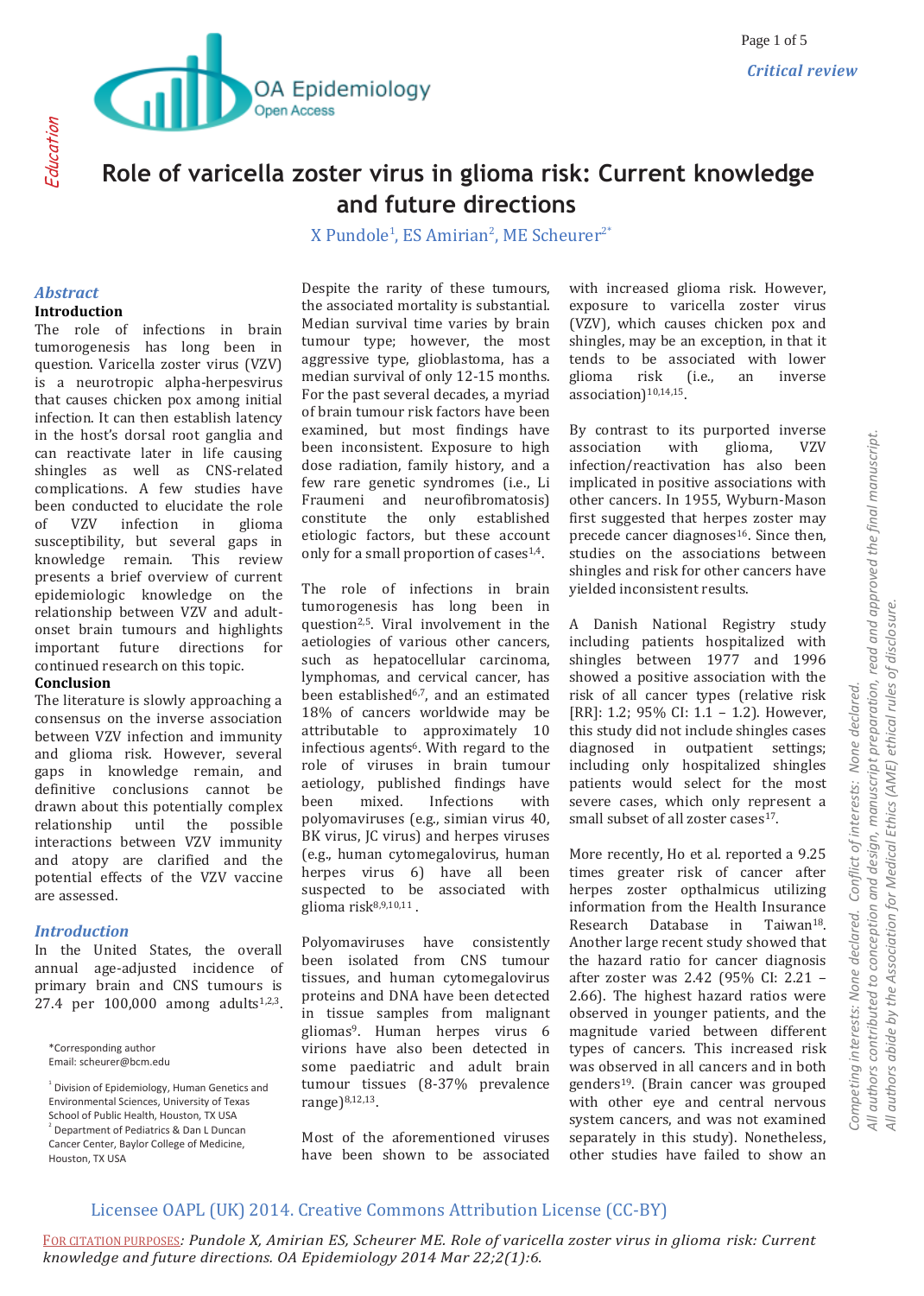Critical review

Education

# Role of varicella zoster virus in glioma risk: Current knowledge and future directions

X Pundole[1], ES Amirian[2], ME Scheurer[2*]

## Abstract

### Introduction

The role of infections in brain tumorogenesis has long been in question. Varicella zoster virus (VZV) is a neurotropic alpha-herpesvirus that causes chicken pox among initial infection. It can then establish latency in the host's dorsal root ganglia and can reactivate later in life causing shingles as well as CNS-related complications. A few studies have been conducted to elucidate the role of VZV infection in glioma susceptibility, but several gaps in knowledge remain. This review presents a brief overview of current epidemiologic knowledge on the relationship between VZV and adult-onset brain tumours and highlights important future directions for continued research on this topic.

### Conclusion

The literature is slowly approaching a consensus on the inverse association between VZV infection and immunity and glioma risk. However, several gaps in knowledge remain, and definitive conclusions cannot be drawn about this potentially complex relationship until the possible interactions between VZV immunity and atopy are clarified and the potential effects of the VZV vaccine are assessed.

## Introduction

In the United States, the overall annual age-adjusted incidence of primary brain and CNS tumours is 27.4 per 100,000 among adults[1,2,3]. Despite the rarity of these tumours, the associated mortality is substantial. Median survival time varies by brain tumour type; however, the most aggressive type, glioblastoma, has a median survival of only 12-15 months. For the past several decades, a myriad of brain tumour risk factors have been examined, but most findings have been inconsistent. Exposure to high dose radiation, family history, and a few rare genetic syndromes (i.e., Li Fraumeni and neurofibromatosis) constitute the only established etiologic factors, but these account only for a small proportion of cases[1,4].

The role of infections in brain tumorogenesis has long been in question[2,5]. Viral involvement in the aetiologies of various other cancers, such as hepatocellular carcinoma, lymphomas, and cervical cancer, has been established[6,7], and an estimated 18% of cancers worldwide may be attributable to approximately 10 infectious agents[6]. With regard to the role of viruses in brain tumour aetiology, published findings have been mixed. Infections with polyomaviruses (e.g., simian virus 40, BK virus, JC virus) and herpes viruses (e.g., human cytomegalovirus, human herpes virus 6) have all been suspected to be associated with glioma risk[8,9,10,11].

Polyomaviruses have consistently been isolated from CNS tumour tissues, and human cytomegalovirus proteins and DNA have been detected in tissue samples from malignant gliomas[9]. Human herpes virus 6 virions have also been detected in some paediatric and adult brain tumour tissues (8-37% prevalence range)[8,12,13].

Most of the aforementioned viruses have been shown to be associated with increased glioma risk. However, exposure to varicella zoster virus (VZV), which causes chicken pox and shingles, may be an exception, in that it tends to be associated with lower glioma risk (i.e., an inverse association)[10,14,15].

By contrast to its purported inverse association with glioma, VZV infection/reactivation has also been implicated in positive associations with other cancers. In 1955, Wyburn-Mason first suggested that herpes zoster may precede cancer diagnoses[16]. Since then, studies on the associations between shingles and risk for other cancers have yielded inconsistent results.

A Danish National Registry study including patients hospitalized with shingles between 1977 and 1996 showed a positive association with the risk of all cancer types (relative risk [RR]: 1.2; 95% CI: 1.1 – 1.2). However, this study did not include shingles cases diagnosed in outpatient settings; including only hospitalized shingles patients would select for the most severe cases, which only represent a small subset of all zoster cases[17].

More recently, Ho et al. reported a 9.25 times greater risk of cancer after herpes zoster opthalmicus utilizing information from the Health Insurance Research Database in Taiwan[18]. Another large recent study showed that the hazard ratio for cancer diagnosis after zoster was 2.42 (95% CI: 2.21 – 2.66). The highest hazard ratios were observed in younger patients, and the magnitude varied between different types of cancers. This increased risk was observed in all cancers and in both genders[19]. (Brain cancer was grouped with other eye and central nervous system cancers, and was not examined separately in this study). Nonetheless, other studies have failed to show an

\*Corresponding author
Email: scheurer@bcm.edu

[1] Division of Epidemiology, Human Genetics and Environmental Sciences, University of Texas School of Public Health, Houston, TX USA
[2] Department of Pediatrics & Dan L Duncan Cancer Center, Baylor College of Medicine, Houston, TX USA

Competing interests: None declared. Conflict of interests: None declared.
All authors contributed to conception and design, manuscript preparation, read and approved the final manuscript.
All authors abide by the Association for Medical Ethics (AME) ethical rules of disclosure.

Licensee OAPL (UK) 2014. Creative Commons Attribution License (CC-BY)

FOR CITATION PURPOSES: *Pundole X, Amirian ES, Scheurer ME. Role of varicella zoster virus in glioma risk: Current knowledge and future directions. OA Epidemiology 2014 Mar 22;2(1):6.*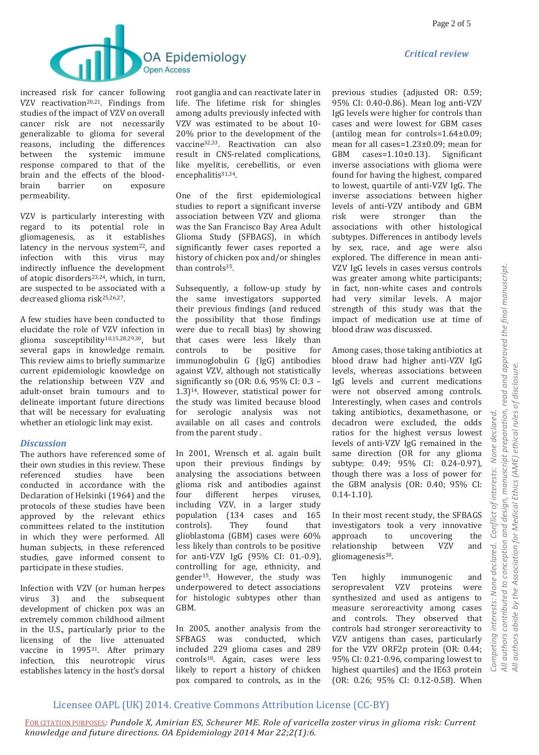increased risk for cancer following VZV reactivation[20,21]. Findings from studies of the impact of VZV on overall cancer risk are not necessarily generalizable to glioma for several reasons, including the differences between the systemic immune response compared to that of the brain and the effects of the blood-brain barrier on exposure permeability.

VZV is particularly interesting with regard to its potential role in gliomagenesis, as it establishes latency in the nervous system[22], and infection with this virus may indirectly influence the development of atopic disorders[23,24], which, in turn, are suspected to be associated with a decreased glioma risk[25,26,27].

A few studies have been conducted to elucidate the role of VZV infection in glioma susceptibility[10,15,28,29,30], but several gaps in knowledge remain. This review aims to briefly summarize current epidemiologic knowledge on the relationship between VZV and adult-onset brain tumours and to delineate important future directions that will be necessary for evaluating whether an etiologic link may exist.

## Discussion

The authors have referenced some of their own studies in this review. These referenced studies have been conducted in accordance with the Declaration of Helsinki (1964) and the protocols of these studies have been approved by the relevant ethics committees related to the institution in which they were performed. All human subjects, in these referenced studies, gave informed consent to participate in these studies.

Infection with VZV (or human herpes virus 3) and the subsequent development of chicken pox was an extremely common childhood ailment in the U.S., particularly prior to the licensing of the live attenuated vaccine in 1995[31]. After primary infection, this neurotropic virus establishes latency in the host's dorsal root ganglia and can reactivate later in life. The lifetime risk for shingles among adults previously infected with VZV was estimated to be about 10-20% prior to the development of the vaccine[32,33]. Reactivation can also result in CNS-related complications, like myelitis, cerebellitis, or even encephalitis[31,34].

One of the first epidemiological studies to report a significant inverse association between VZV and glioma was the San Francisco Bay Area Adult Glioma Study (SFBAGS), in which significantly fewer cases reported a history of chicken pox and/or shingles than controls[35].

Subsequently, a follow-up study by the same investigators supported their previous findings (and reduced the possibility that those findings were due to recall bias) by showing that cases were less likely than controls to be positive for immunoglobulin G (IgG) antibodies against VZV, although not statistically significantly so (OR: 0.6, 95% CI: 0.3 – 1.3)[14]. However, statistical power for the study was limited because blood for serologic analysis was not available on all cases and controls from the parent study .

In 2001, Wrensch et al. again built upon their previous findings by analysing the associations between glioma risk and antibodies against four different herpes viruses, including VZV, in a larger study population (134 cases and 165 controls). They found that glioblastoma (GBM) cases were 60% less likely than controls to be positive for anti-VZV IgG (95% CI: 01.-0.9), controlling for age, ethnicity, and gender[15]. However, the study was underpowered to detect associations for histologic subtypes other than GBM.

In 2005, another analysis from the SFBAGS was conducted, which included 229 glioma cases and 289 controls[10]. Again, cases were less likely to report a history of chicken pox compared to controls, as in the previous studies (adjusted OR: 0.59; 95% CI: 0.40-0.86). Mean log anti-VZV IgG levels were higher for controls than cases and were lowest for GBM cases (antilog mean for controls=1.64±0.09; mean for all cases=1.23±0.09; mean for GBM cases=1.10±0.13). Significant inverse associations with glioma were found for having the highest, compared to lowest, quartile of anti-VZV IgG. The inverse associations between higher levels of anti-VZV antibody and GBM risk were stronger than the associations with other histological subtypes. Differences in antibody levels by sex, race, and age were also explored. The difference in mean anti-VZV IgG levels in cases versus controls was greater among white participants; in fact, non-white cases and controls had very similar levels. A major strength of this study was that the impact of medication use at time of blood draw was discussed.

Among cases, those taking antibiotics at blood draw had higher anti-VZV IgG levels, whereas associations between IgG levels and current medications were not observed among controls. Interestingly, when cases and controls taking antibiotics, dexamethasone, or decadron were excluded, the odds ratios for the highest versus lowest levels of anti-VZV IgG remained in the same direction (OR for any glioma subtype: 0.49; 95% CI: 0.24-0.97), though there was a loss of power for the GBM analysis (OR: 0.40; 95% CI: 0.14-1.10).

In their most recent study, the SFBAGS investigators took a very innovative approach to uncovering the relationship between VZV and gliomagenesis[30].

Ten highly immunogenic and seroprevalent VZV proteins were synthesized and used as antigens to measure seroreactivity among cases and controls. They observed that controls had stronger seroreactivity to VZV antigens than cases, particularly for the VZV ORF2p protein (OR: 0.44; 95% CI: 0.21-0.96, comparing lowest to highest quartiles) and the IE63 protein (OR: 0.26; 95% CI: 0.12-0.58). When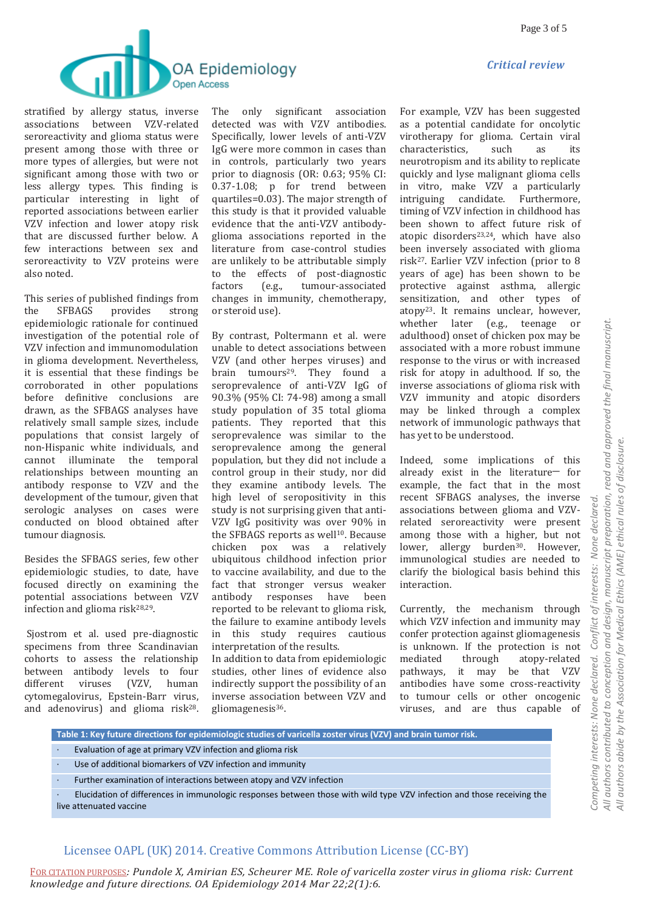stratified by allergy status, inverse associations between VZV-related seroreactivity and glioma status were present among those with three or more types of allergies, but were not significant among those with two or less allergy types. This finding is particular interesting in light of reported associations between earlier VZV infection and lower atopy risk that are discussed further below. A few interactions between sex and seroreactivity to VZV proteins were also noted.

This series of published findings from the SFBAGS provides strong epidemiologic rationale for continued investigation of the potential role of VZV infection and immunomodulation in glioma development. Nevertheless, it is essential that these findings be corroborated in other populations before definitive conclusions are drawn, as the SFBAGS analyses have relatively small sample sizes, include populations that consist largely of non-Hispanic white individuals, and cannot illuminate the temporal relationships between mounting an antibody response to VZV and the development of the tumour, given that serologic analyses on cases were conducted on blood obtained after tumour diagnosis.

Besides the SFBAGS series, few other epidemiologic studies, to date, have focused directly on examining the potential associations between VZV infection and glioma risk[28,29].

Sjostrom et al. used pre-diagnostic specimens from three Scandinavian cohorts to assess the relationship between antibody levels to four different viruses (VZV, human cytomegalovirus, Epstein-Barr virus, and adenovirus) and glioma risk[28]. The only significant association detected was with VZV antibodies. Specifically, lower levels of anti-VZV IgG were more common in cases than in controls, particularly two years prior to diagnosis (OR: 0.63; 95% CI: 0.37-1.08; p for trend between quartiles=0.03). The major strength of this study is that it provided valuable evidence that the anti-VZV antibody-glioma associations reported in the literature from case-control studies are unlikely to be attributable simply to the effects of post-diagnostic factors (e.g., tumour-associated changes in immunity, chemotherapy, or steroid use).

By contrast, Poltermann et al. were unable to detect associations between VZV (and other herpes viruses) and brain tumours[29]. They found a seroprevalence of anti-VZV IgG of 90.3% (95% CI: 74-98) among a small study population of 35 total glioma patients. They reported that this seroprevalence was similar to the seroprevalence among the general population, but they did not include a control group in their study, nor did they examine antibody levels. The high level of seropositivity in this study is not surprising given that anti-VZV IgG positivity was over 90% in the SFBAGS reports as well[10]. Because chicken pox was a relatively ubiquitous childhood infection prior to vaccine availability, and due to the fact that stronger versus weaker antibody responses have been reported to be relevant to glioma risk, the failure to examine antibody levels in this study requires cautious interpretation of the results.

In addition to data from epidemiologic studies, other lines of evidence also indirectly support the possibility of an inverse association between VZV and gliomagenesis[36]. For example, VZV has been suggested as a potential candidate for oncolytic virotherapy for glioma. Certain viral characteristics, such as its neurotropism and its ability to replicate quickly and lyse malignant glioma cells in vitro, make VZV a particularly intriguing candidate. Furthermore, timing of VZV infection in childhood has been shown to affect future risk of atopic disorders[23,24], which have also been inversely associated with glioma risk[27]. Earlier VZV infection (prior to 8 years of age) has been shown to be protective against asthma, allergic sensitization, and other types of atopy[23]. It remains unclear, however, whether later (e.g., teenage or adulthood) onset of chicken pox may be associated with a more robust immune response to the virus or with increased risk for atopy in adulthood. If so, the inverse associations of glioma risk with VZV immunity and atopic disorders may be linked through a complex network of immunologic pathways that has yet to be understood.

Indeed, some implications of this already exist in the literature— for example, the fact that in the most recent SFBAGS analyses, the inverse associations between glioma and VZV-related seroreactivity were present among those with a higher, but not lower, allergy burden[30]. However, immunological studies are needed to clarify the biological basis behind this interaction.

Currently, the mechanism through which VZV infection and immunity may confer protection against gliomagenesis is unknown. If the protection is not mediated through atopy-related pathways, it may be that VZV antibodies have some cross-reactivity to tumour cells or other oncogenic viruses, and are thus capable of

| **Table 1: Key future directions for epidemiologic studies of varicella zoster virus (VZV) and brain tumor risk.** |
|---|
| · Evaluation of age at primary VZV infection and glioma risk |
| · Use of additional biomarkers of VZV infection and immunity |
| · Further examination of interactions between atopy and VZV infection |
| · Elucidation of differences in immunologic responses between those with wild type VZV infection and those receiving the live attenuated vaccine |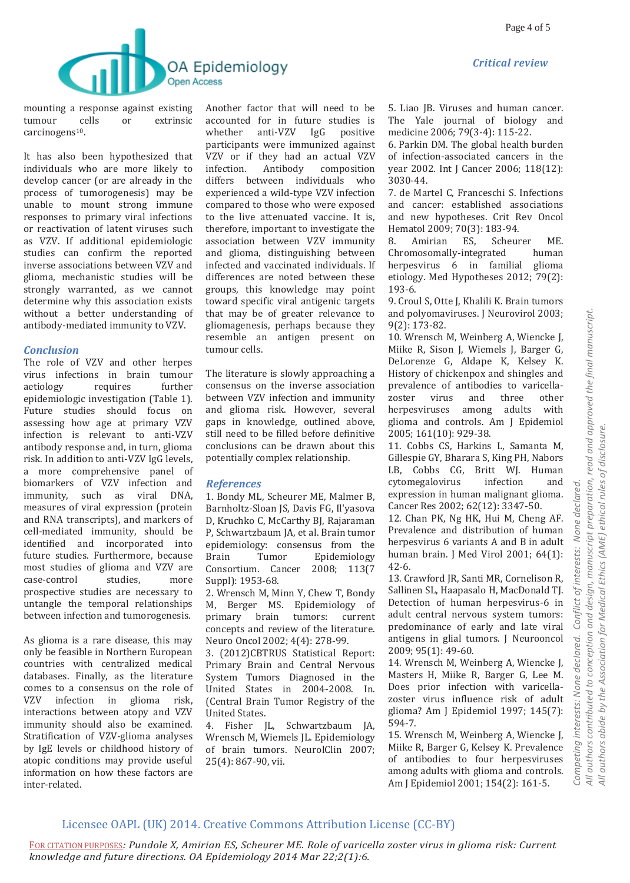mounting a response against existing tumour cells or extrinsic carcinogens[10].

It has also been hypothesized that individuals who are more likely to develop cancer (or are already in the process of tumorogenesis) may be unable to mount strong immune responses to primary viral infections or reactivation of latent viruses such as VZV. If additional epidemiologic studies can confirm the reported inverse associations between VZV and glioma, mechanistic studies will be strongly warranted, as we cannot determine why this association exists without a better understanding of antibody-mediated immunity to VZV.

## Conclusion

The role of VZV and other herpes virus infections in brain tumour aetiology requires further epidemiologic investigation (Table 1). Future studies should focus on assessing how age at primary VZV infection is relevant to anti-VZV antibody response and, in turn, glioma risk. In addition to anti-VZV IgG levels, a more comprehensive panel of biomarkers of VZV infection and immunity, such as viral DNA, measures of viral expression (protein and RNA transcripts), and markers of cell-mediated immunity, should be identified and incorporated into future studies. Furthermore, because most studies of glioma and VZV are case-control studies, more prospective studies are necessary to untangle the temporal relationships between infection and tumorogenesis.

As glioma is a rare disease, this may only be feasible in Northern European countries with centralized medical databases. Finally, as the literature comes to a consensus on the role of VZV infection in glioma risk, interactions between atopy and VZV immunity should also be examined. Stratification of VZV-glioma analyses by IgE levels or childhood history of atopic conditions may provide useful information on how these factors are inter-related.

Another factor that will need to be accounted for in future studies is whether anti-VZV IgG positive participants were immunized against VZV or if they had an actual VZV infection. Antibody composition differs between individuals who experienced a wild-type VZV infection compared to those who were exposed to the live attenuated vaccine. It is, therefore, important to investigate the association between VZV immunity and glioma, distinguishing between infected and vaccinated individuals. If differences are noted between these groups, this knowledge may point toward specific viral antigenic targets that may be of greater relevance to gliomagenesis, perhaps because they resemble an antigen present on tumour cells.

The literature is slowly approaching a consensus on the inverse association between VZV infection and immunity and glioma risk. However, several gaps in knowledge, outlined above, still need to be filled before definitive conclusions can be drawn about this potentially complex relationship.

## References

1. Bondy ML, Scheurer ME, Malmer B, Barnholtz-Sloan JS, Davis FG, Il'yasova D, Kruchko C, McCarthy BJ, Rajaraman P, Schwartzbaum JA, et al. Brain tumor epidemiology: consensus from the Brain Tumor Epidemiology Consortium. Cancer 2008; 113(7 Suppl): 1953-68.
2. Wrensch M, Minn Y, Chew T, Bondy M, Berger MS. Epidemiology of primary brain tumors: current concepts and review of the literature. Neuro Oncol 2002; 4(4): 278-99.
3. (2012)CBTRUS Statistical Report: Primary Brain and Central Nervous System Tumors Diagnosed in the United States in 2004-2008. In. (Central Brain Tumor Registry of the United States.
4. Fisher JL, Schwartzbaum JA, Wrensch M, Wiemels JL. Epidemiology of brain tumors. NeurolClin 2007; 25(4): 867-90, vii.
5. Liao JB. Viruses and human cancer. The Yale journal of biology and medicine 2006; 79(3-4): 115-22.
6. Parkin DM. The global health burden of infection-associated cancers in the year 2002. Int J Cancer 2006; 118(12): 3030-44.
7. de Martel C, Franceschi S. Infections and cancer: established associations and new hypotheses. Crit Rev Oncol Hematol 2009; 70(3): 183-94.
8. Amirian ES, Scheurer ME. Chromosomally-integrated human herpesvirus 6 in familial glioma etiology. Med Hypotheses 2012; 79(2): 193-6.
9. Croul S, Otte J, Khalili K. Brain tumors and polyomaviruses. J Neurovirol 2003; 9(2): 173-82.
10. Wrensch M, Weinberg A, Wiencke J, Miike R, Sison J, Wiemels J, Barger G, DeLorenze G, Aldape K, Kelsey K. History of chickenpox and shingles and prevalence of antibodies to varicella-zoster virus and three other herpesviruses among adults with glioma and controls. Am J Epidemiol 2005; 161(10): 929-38.
11. Cobbs CS, Harkins L, Samanta M, Gillespie GY, Bharara S, King PH, Nabors LB, Cobbs CG, Britt WJ. Human cytomegalovirus infection and expression in human malignant glioma. Cancer Res 2002; 62(12): 3347-50.
12. Chan PK, Ng HK, Hui M, Cheng AF. Prevalence and distribution of human herpesvirus 6 variants A and B in adult human brain. J Med Virol 2001; 64(1): 42-6.
13. Crawford JR, Santi MR, Cornelison R, Sallinen SL, Haapasalo H, MacDonald TJ. Detection of human herpesvirus-6 in adult central nervous system tumors: predominance of early and late viral antigens in glial tumors. J Neurooncol 2009; 95(1): 49-60.
14. Wrensch M, Weinberg A, Wiencke J, Masters H, Miike R, Barger G, Lee M. Does prior infection with varicella-zoster virus influence risk of adult glioma? Am J Epidemiol 1997; 145(7): 594-7.
15. Wrensch M, Weinberg A, Wiencke J, Miike R, Barger G, Kelsey K. Prevalence of antibodies to four herpesviruses among adults with glioma and controls. Am J Epidemiol 2001; 154(2): 161-5.

Competing interests: None declared. Conflict of interests: None declared.
All authors contributed to conception and design, manuscript preparation, read and approved the final manuscript.
All authors abide by the Association for Medical Ethics (AME) ethical rules of disclosure.

Licensee OAPL (UK) 2014. Creative Commons Attribution License (CC-BY)

FOR CITATION PURPOSES: *Pundole X, Amirian ES, Scheurer ME. Role of varicella zoster virus in glioma risk: Current knowledge and future directions. OA Epidemiology 2014 Mar 22;2(1):6.*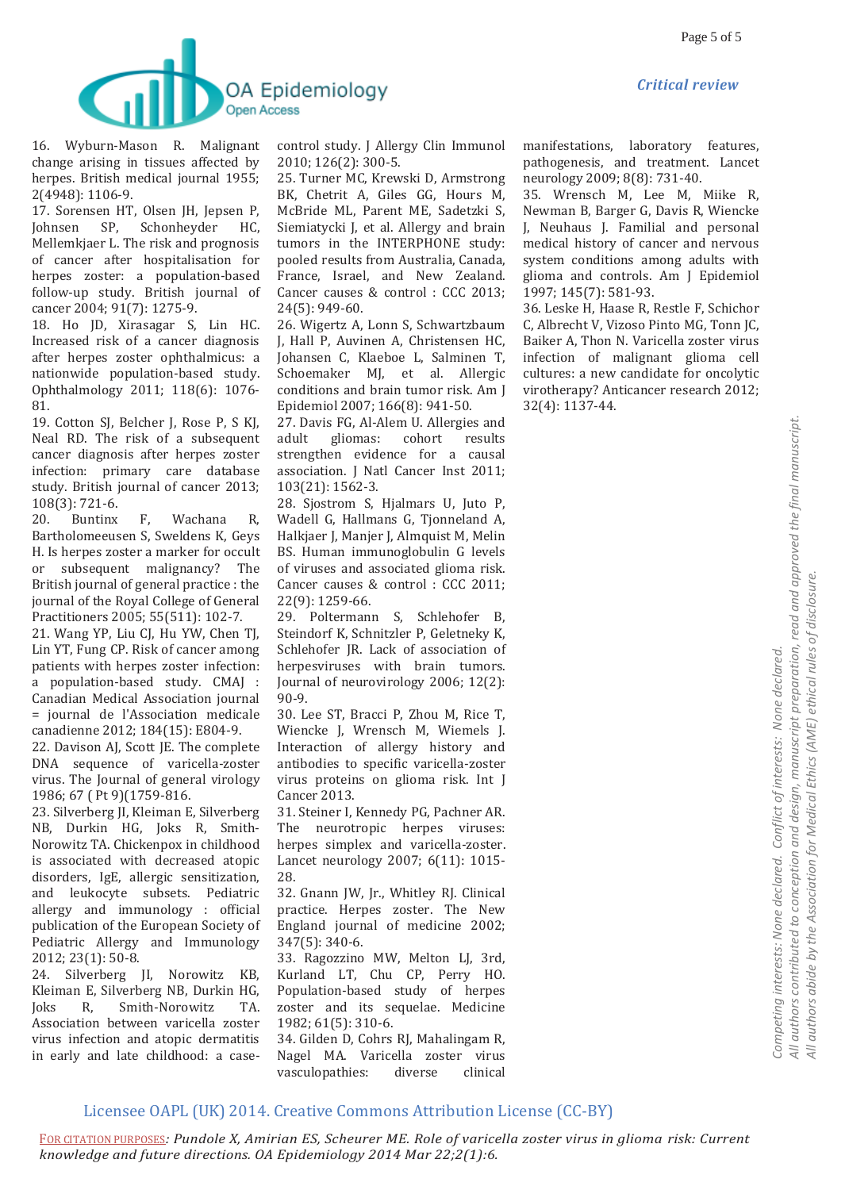16. Wyburn-Mason R. Malignant change arising in tissues affected by herpes. British medical journal 1955; 2(4948): 1106-9.

17. Sorensen HT, Olsen JH, Jepsen P, Johnsen SP, Schonheyder HC, Mellemkjaer L. The risk and prognosis of cancer after hospitalisation for herpes zoster: a population-based follow-up study. British journal of cancer 2004; 91(7): 1275-9.

18. Ho JD, Xirasagar S, Lin HC. Increased risk of a cancer diagnosis after herpes zoster ophthalmicus: a nationwide population-based study. Ophthalmology 2011; 118(6): 1076-81.

19. Cotton SJ, Belcher J, Rose P, S KJ, Neal RD. The risk of a subsequent cancer diagnosis after herpes zoster infection: primary care database study. British journal of cancer 2013; 108(3): 721-6.

20. Buntinx F, Wachana R, Bartholomeeusen S, Sweldens K, Geys H. Is herpes zoster a marker for occult or subsequent malignancy? The British journal of general practice : the journal of the Royal College of General Practitioners 2005; 55(511): 102-7.

21. Wang YP, Liu CJ, Hu YW, Chen TJ, Lin YT, Fung CP. Risk of cancer among patients with herpes zoster infection: a population-based study. CMAJ : Canadian Medical Association journal = journal de l'Association medicale canadienne 2012; 184(15): E804-9.

22. Davison AJ, Scott JE. The complete DNA sequence of varicella-zoster virus. The Journal of general virology 1986; 67 ( Pt 9)(1759-816.

23. Silverberg JI, Kleiman E, Silverberg NB, Durkin HG, Joks R, Smith-Norowitz TA. Chickenpox in childhood is associated with decreased atopic disorders, IgE, allergic sensitization, and leukocyte subsets. Pediatric allergy and immunology : official publication of the European Society of Pediatric Allergy and Immunology 2012; 23(1): 50-8.

24. Silverberg JI, Norowitz KB, Kleiman E, Silverberg NB, Durkin HG, Joks R, Smith-Norowitz TA. Association between varicella zoster virus infection and atopic dermatitis in early and late childhood: a case-control study. J Allergy Clin Immunol 2010; 126(2): 300-5.

25. Turner MC, Krewski D, Armstrong BK, Chetrit A, Giles GG, Hours M, McBride ML, Parent ME, Sadetzki S, Siemiatycki J, et al. Allergy and brain tumors in the INTERPHONE study: pooled results from Australia, Canada, France, Israel, and New Zealand. Cancer causes & control : CCC 2013; 24(5): 949-60.

26. Wigertz A, Lonn S, Schwartzbaum J, Hall P, Auvinen A, Christensen HC, Johansen C, Klaeboe L, Salminen T, Schoemaker MJ, et al. Allergic conditions and brain tumor risk. Am J Epidemiol 2007; 166(8): 941-50.

27. Davis FG, Al-Alem U. Allergies and adult gliomas: cohort results strengthen evidence for a causal association. J Natl Cancer Inst 2011; 103(21): 1562-3.

28. Sjostrom S, Hjalmars U, Juto P, Wadell G, Hallmans G, Tjonneland A, Halkjaer J, Manjer J, Almquist M, Melin BS. Human immunoglobulin G levels of viruses and associated glioma risk. Cancer causes & control : CCC 2011; 22(9): 1259-66.

29. Poltermann S, Schlehofer B, Steindorf K, Schnitzler P, Geletneky K, Schlehofer JR. Lack of association of herpesviruses with brain tumors. Journal of neurovirology 2006; 12(2): 90-9.

30. Lee ST, Bracci P, Zhou M, Rice T, Wiencke J, Wrensch M, Wiemels J. Interaction of allergy history and antibodies to specific varicella-zoster virus proteins on glioma risk. Int J Cancer 2013.

31. Steiner I, Kennedy PG, Pachner AR. The neurotropic herpes viruses: herpes simplex and varicella-zoster. Lancet neurology 2007; 6(11): 1015-28.

32. Gnann JW, Jr., Whitley RJ. Clinical practice. Herpes zoster. The New England journal of medicine 2002; 347(5): 340-6.

33. Ragozzino MW, Melton LJ, 3rd, Kurland LT, Chu CP, Perry HO. Population-based study of herpes zoster and its sequelae. Medicine 1982; 61(5): 310-6.

34. Gilden D, Cohrs RJ, Mahalingam R, Nagel MA. Varicella zoster virus vasculopathies: diverse clinical manifestations, laboratory features, pathogenesis, and treatment. Lancet neurology 2009; 8(8): 731-40.

35. Wrensch M, Lee M, Miike R, Newman B, Barger G, Davis R, Wiencke J, Neuhaus J. Familial and personal medical history of cancer and nervous system conditions among adults with glioma and controls. Am J Epidemiol 1997; 145(7): 581-93.

36. Leske H, Haase R, Restle F, Schichor C, Albrecht V, Vizoso Pinto MG, Tonn JC, Baiker A, Thon N. Varicella zoster virus infection of malignant glioma cell cultures: a new candidate for oncolytic virotherapy? Anticancer research 2012; 32(4): 1137-44.

*Competing interests: None declared. Conflict of interests: None declared.*
*All authors contributed to conception and design, manuscript preparation, read and approved the final manuscript.*
*All authors abide by the Association for Medical Ethics (AME) ethical rules of disclosure.*